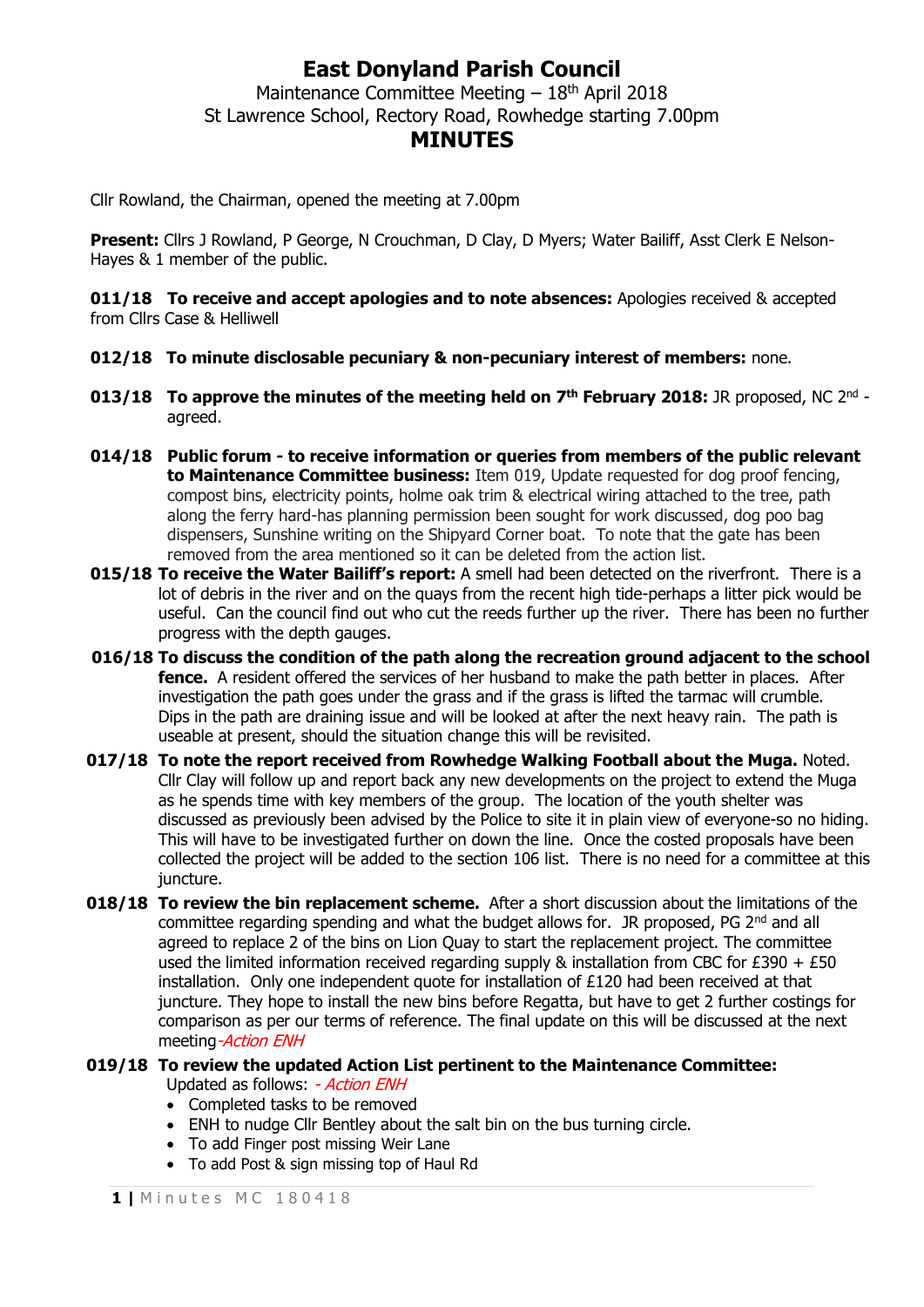# East Donyland Parish Council

Maintenance Committee Meeting – 18th April 2018

St Lawrence School, Rectory Road, Rowhedge starting 7.00pm

## MINUTES

Cllr Rowland, the Chairman, opened the meeting at 7.00pm

**Present:** Cllrs J Rowland, P George, N Crouchman, D Clay, D Myers; Water Bailiff, Asst Clerk E Nelson-Hayes & 1 member of the public.

**011/18 To receive and accept apologies and to note absences:** Apologies received & accepted from Cllrs Case & Helliwell

**012/18 To minute disclosable pecuniary & non-pecuniary interest of members:** none.

**013/18 To approve the minutes of the meeting held on 7th February 2018:** JR proposed, NC 2nd - agreed.

**014/18 Public forum - to receive information or queries from members of the public relevant to Maintenance Committee business:** Item 019, Update requested for dog proof fencing, compost bins, electricity points, holme oak trim & electrical wiring attached to the tree, path along the ferry hard-has planning permission been sought for work discussed, dog poo bag dispensers, Sunshine writing on the Shipyard Corner boat. To note that the gate has been removed from the area mentioned so it can be deleted from the action list.

**015/18 To receive the Water Bailiff's report:** A smell had been detected on the riverfront. There is a lot of debris in the river and on the quays from the recent high tide-perhaps a litter pick would be useful. Can the council find out who cut the reeds further up the river. There has been no further progress with the depth gauges.

**016/18 To discuss the condition of the path along the recreation ground adjacent to the school fence.** A resident offered the services of her husband to make the path better in places. After investigation the path goes under the grass and if the grass is lifted the tarmac will crumble. Dips in the path are draining issue and will be looked at after the next heavy rain. The path is useable at present, should the situation change this will be revisited.

**017/18 To note the report received from Rowhedge Walking Football about the Muga.** Noted. Cllr Clay will follow up and report back any new developments on the project to extend the Muga as he spends time with key members of the group. The location of the youth shelter was discussed as previously been advised by the Police to site it in plain view of everyone-so no hiding. This will have to be investigated further on down the line. Once the costed proposals have been collected the project will be added to the section 106 list. There is no need for a committee at this juncture.

**018/18 To review the bin replacement scheme.** After a short discussion about the limitations of the committee regarding spending and what the budget allows for. JR proposed, PG 2nd and all agreed to replace 2 of the bins on Lion Quay to start the replacement project. The committee used the limited information received regarding supply & installation from CBC for £390 + £50 installation. Only one independent quote for installation of £120 had been received at that juncture. They hope to install the new bins before Regatta, but have to get 2 further costings for comparison as per our terms of reference. The final update on this will be discussed at the next meeting-*Action ENH*

**019/18 To review the updated Action List pertinent to the Maintenance Committee:**

Updated as follows: *- Action ENH*

- Completed tasks to be removed
- ENH to nudge Cllr Bentley about the salt bin on the bus turning circle.
- To add Finger post missing Weir Lane
- To add Post & sign missing top of Haul Rd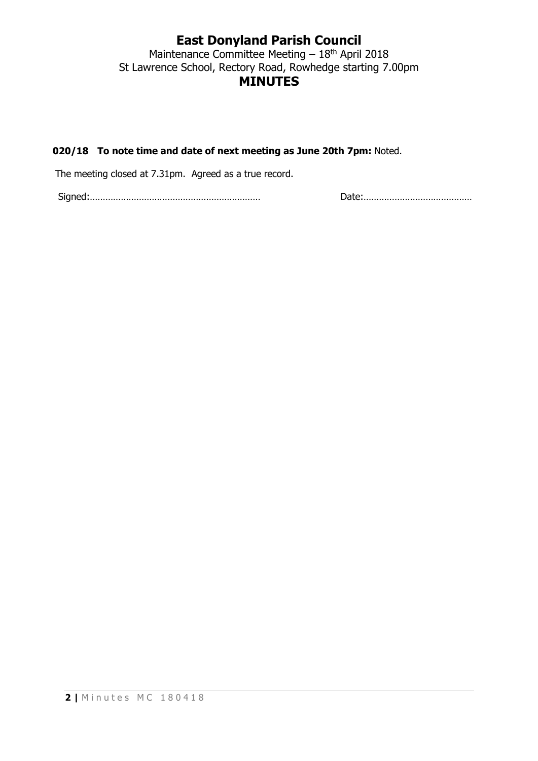# East Donyland Parish Council

Maintenance Committee Meeting – 18th April 2018
St Lawrence School, Rectory Road, Rowhedge starting 7.00pm

## MINUTES

**020/18 To note time and date of next meeting as June 20th 7pm:** Noted.

The meeting closed at 7.31pm. Agreed as a true record.

Signed:………………………………………………………… Date:……………………………………